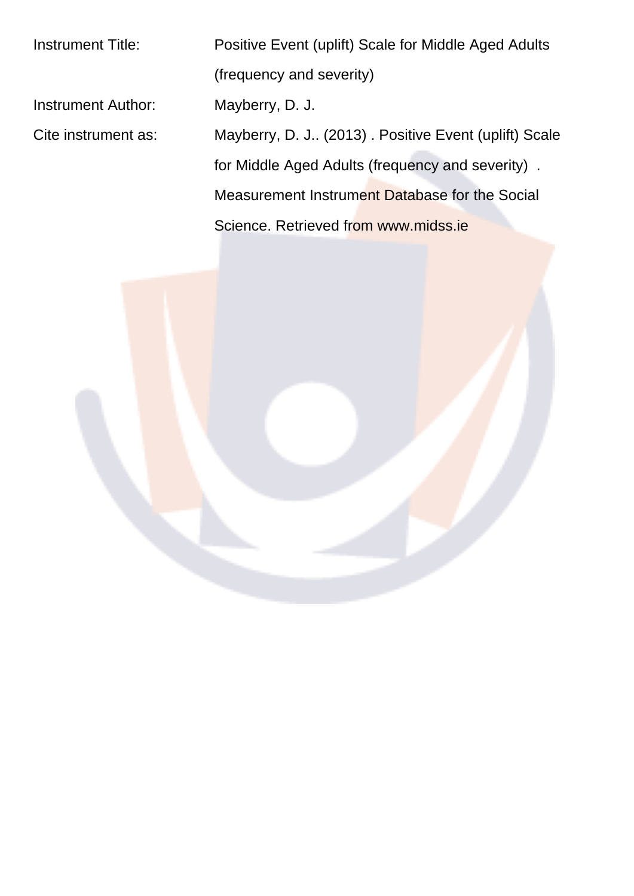| | |
|---|---|
| Instrument Title: | Positive Event (uplift) Scale for Middle Aged Adults (frequency and severity) |
| Instrument Author: | Mayberry, D. J. |
| Cite instrument as: | Mayberry, D. J.. (2013) . Positive Event (uplift) Scale for Middle Aged Adults (frequency and severity) . Measurement Instrument Database for the Social Science. Retrieved from www.midss.ie |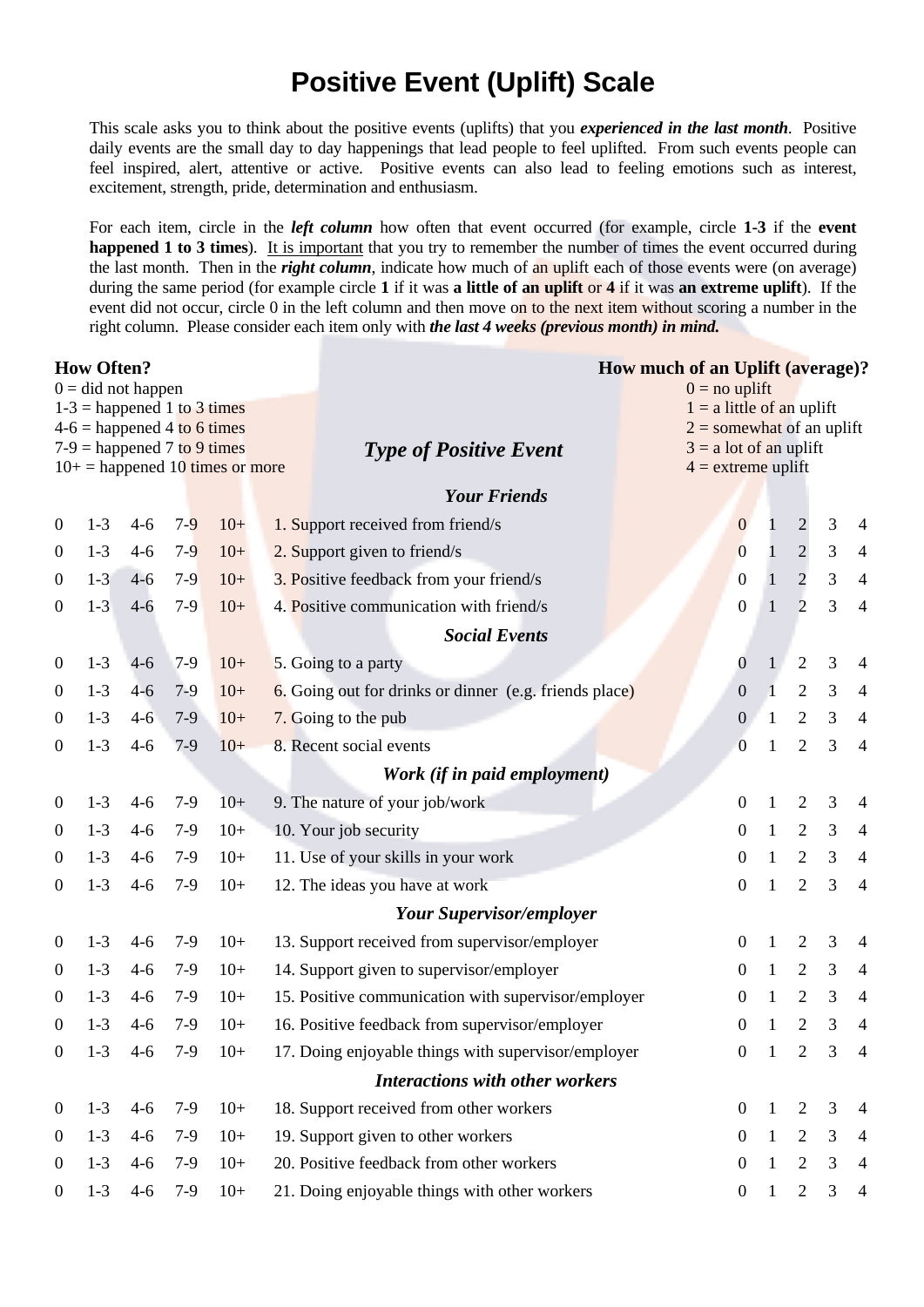# Positive Event (Uplift) Scale

This scale asks you to think about the positive events (uplifts) that you ***experienced in the last month***. Positive daily events are the small day to day happenings that lead people to feel uplifted. From such events people can feel inspired, alert, attentive or active. Positive events can also lead to feeling emotions such as interest, excitement, strength, pride, determination and enthusiasm.

For each item, circle in the ***left column*** how often that event occurred (for example, circle **1-3** if the **event happened 1 to 3 times**). It is important that you try to remember the number of times the event occurred during the last month. Then in the ***right column***, indicate how much of an uplift each of those events were (on average) during the same period (for example circle **1** if it was **a little of an uplift** or **4** if it was **an extreme uplift**). If the event did not occur, circle 0 in the left column and then move on to the next item without scoring a number in the right column. Please consider each item only with ***the last 4 weeks (previous month) in mind.***

**How Often?**
0 = did not happen
1-3 = happened 1 to 3 times
4-6 = happened 4 to 6 times
7-9 = happened 7 to 9 times
10+ = happened 10 times or more

**How much of an Uplift (average)?**
0 = no uplift
1 = a little of an uplift
2 = somewhat of an uplift
3 = a lot of an uplift
4 = extreme uplift

| How Often? | | | | | *Type of Positive Event* | How much of an Uplift? | | | | |
|---|---|---|---|---|---|---|---|---|---|---|
| | | | | | ***Your Friends*** | | | | | |
| 0 | 1-3 | 4-6 | 7-9 | 10+ | 1. Support received from friend/s | 0 | 1 | 2 | 3 | 4 |
| 0 | 1-3 | 4-6 | 7-9 | 10+ | 2. Support given to friend/s | 0 | 1 | 2 | 3 | 4 |
| 0 | 1-3 | 4-6 | 7-9 | 10+ | 3. Positive feedback from your friend/s | 0 | 1 | 2 | 3 | 4 |
| 0 | 1-3 | 4-6 | 7-9 | 10+ | 4. Positive communication with friend/s | 0 | 1 | 2 | 3 | 4 |
| | | | | | ***Social Events*** | | | | | |
| 0 | 1-3 | 4-6 | 7-9 | 10+ | 5. Going to a party | 0 | 1 | 2 | 3 | 4 |
| 0 | 1-3 | 4-6 | 7-9 | 10+ | 6. Going out for drinks or dinner (e.g. friends place) | 0 | 1 | 2 | 3 | 4 |
| 0 | 1-3 | 4-6 | 7-9 | 10+ | 7. Going to the pub | 0 | 1 | 2 | 3 | 4 |
| 0 | 1-3 | 4-6 | 7-9 | 10+ | 8. Recent social events | 0 | 1 | 2 | 3 | 4 |
| | | | | | ***Work (if in paid employment)*** | | | | | |
| 0 | 1-3 | 4-6 | 7-9 | 10+ | 9. The nature of your job/work | 0 | 1 | 2 | 3 | 4 |
| 0 | 1-3 | 4-6 | 7-9 | 10+ | 10. Your job security | 0 | 1 | 2 | 3 | 4 |
| 0 | 1-3 | 4-6 | 7-9 | 10+ | 11. Use of your skills in your work | 0 | 1 | 2 | 3 | 4 |
| 0 | 1-3 | 4-6 | 7-9 | 10+ | 12. The ideas you have at work | 0 | 1 | 2 | 3 | 4 |
| | | | | | ***Your Supervisor/employer*** | | | | | |
| 0 | 1-3 | 4-6 | 7-9 | 10+ | 13. Support received from supervisor/employer | 0 | 1 | 2 | 3 | 4 |
| 0 | 1-3 | 4-6 | 7-9 | 10+ | 14. Support given to supervisor/employer | 0 | 1 | 2 | 3 | 4 |
| 0 | 1-3 | 4-6 | 7-9 | 10+ | 15. Positive communication with supervisor/employer | 0 | 1 | 2 | 3 | 4 |
| 0 | 1-3 | 4-6 | 7-9 | 10+ | 16. Positive feedback from supervisor/employer | 0 | 1 | 2 | 3 | 4 |
| 0 | 1-3 | 4-6 | 7-9 | 10+ | 17. Doing enjoyable things with supervisor/employer | 0 | 1 | 2 | 3 | 4 |
| | | | | | ***Interactions with other workers*** | | | | | |
| 0 | 1-3 | 4-6 | 7-9 | 10+ | 18. Support received from other workers | 0 | 1 | 2 | 3 | 4 |
| 0 | 1-3 | 4-6 | 7-9 | 10+ | 19. Support given to other workers | 0 | 1 | 2 | 3 | 4 |
| 0 | 1-3 | 4-6 | 7-9 | 10+ | 20. Positive feedback from other workers | 0 | 1 | 2 | 3 | 4 |
| 0 | 1-3 | 4-6 | 7-9 | 10+ | 21. Doing enjoyable things with other workers | 0 | 1 | 2 | 3 | 4 |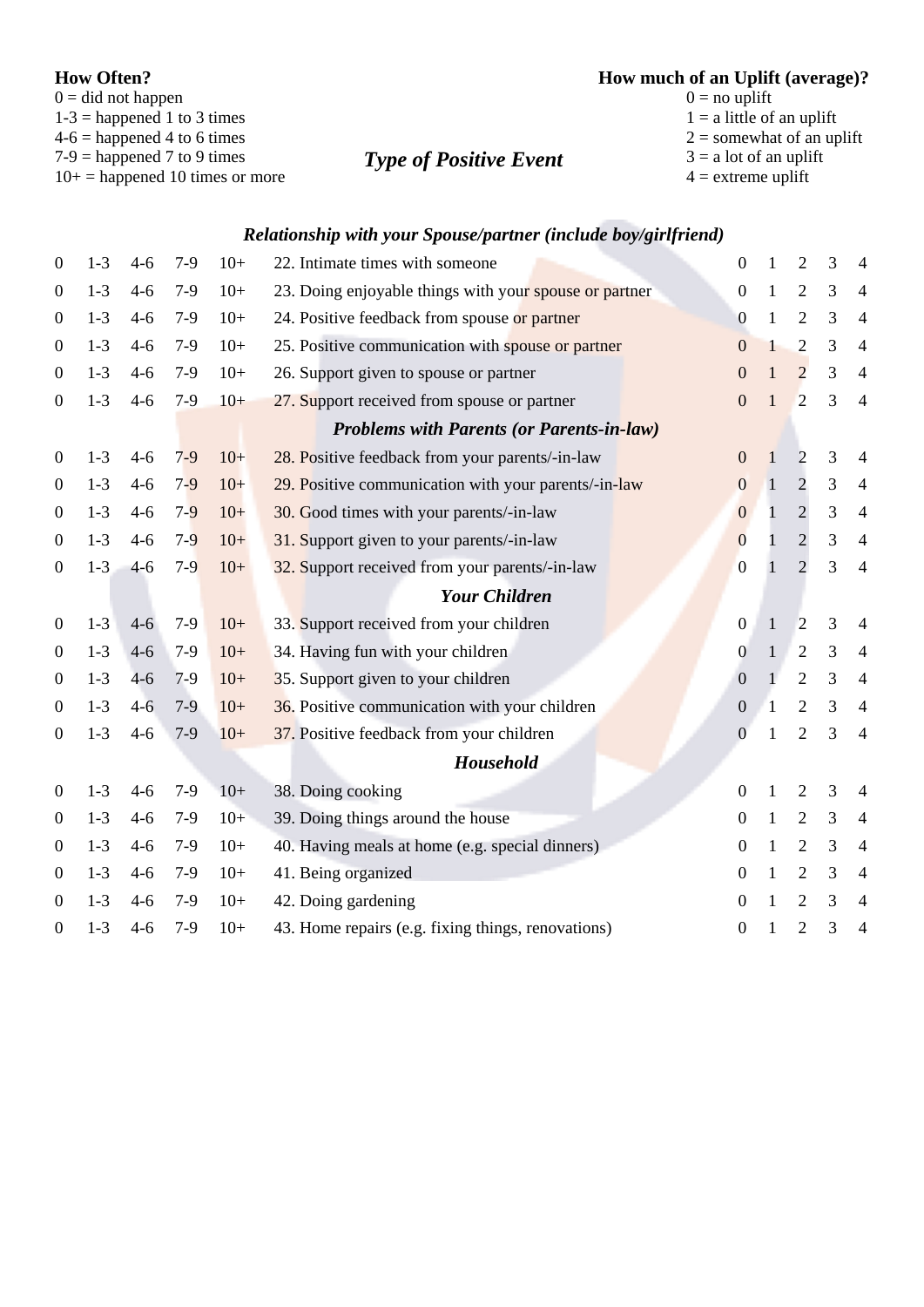| **How Often?** | | **How much of an Uplift (average)?** |
|---|---|---|
| 0 = did not happen | | 0 = no uplift |
| 1-3 = happened 1 to 3 times | | 1 = a little of an uplift |
| 4-6 = happened 4 to 6 times | | 2 = somewhat of an uplift |
| 7-9 = happened 7 to 9 times | ***Type of Positive Event*** | 3 = a lot of an uplift |
| 10+ = happened 10 times or more | | 4 = extreme uplift |

| | | | | | | | | | | |
|---|---|---|---|---|---|---|---|---|---|---|
| | | | | | ***Relationship with your Spouse/partner (include boy/girlfriend)*** | | | | | |
| 0 | 1-3 | 4-6 | 7-9 | 10+ | 22. Intimate times with someone | 0 | 1 | 2 | 3 | 4 |
| 0 | 1-3 | 4-6 | 7-9 | 10+ | 23. Doing enjoyable things with your spouse or partner | 0 | 1 | 2 | 3 | 4 |
| 0 | 1-3 | 4-6 | 7-9 | 10+ | 24. Positive feedback from spouse or partner | 0 | 1 | 2 | 3 | 4 |
| 0 | 1-3 | 4-6 | 7-9 | 10+ | 25. Positive communication with spouse or partner | 0 | 1 | 2 | 3 | 4 |
| 0 | 1-3 | 4-6 | 7-9 | 10+ | 26. Support given to spouse or partner | 0 | 1 | 2 | 3 | 4 |
| 0 | 1-3 | 4-6 | 7-9 | 10+ | 27. Support received from spouse or partner | 0 | 1 | 2 | 3 | 4 |
| | | | | | ***Problems with Parents (or Parents-in-law)*** | | | | | |
| 0 | 1-3 | 4-6 | 7-9 | 10+ | 28. Positive feedback from your parents/-in-law | 0 | 1 | 2 | 3 | 4 |
| 0 | 1-3 | 4-6 | 7-9 | 10+ | 29. Positive communication with your parents/-in-law | 0 | 1 | 2 | 3 | 4 |
| 0 | 1-3 | 4-6 | 7-9 | 10+ | 30. Good times with your parents/-in-law | 0 | 1 | 2 | 3 | 4 |
| 0 | 1-3 | 4-6 | 7-9 | 10+ | 31. Support given to your parents/-in-law | 0 | 1 | 2 | 3 | 4 |
| 0 | 1-3 | 4-6 | 7-9 | 10+ | 32. Support received from your parents/-in-law | 0 | 1 | 2 | 3 | 4 |
| | | | | | ***Your Children*** | | | | | |
| 0 | 1-3 | 4-6 | 7-9 | 10+ | 33. Support received from your children | 0 | 1 | 2 | 3 | 4 |
| 0 | 1-3 | 4-6 | 7-9 | 10+ | 34. Having fun with your children | 0 | 1 | 2 | 3 | 4 |
| 0 | 1-3 | 4-6 | 7-9 | 10+ | 35. Support given to your children | 0 | 1 | 2 | 3 | 4 |
| 0 | 1-3 | 4-6 | 7-9 | 10+ | 36. Positive communication with your children | 0 | 1 | 2 | 3 | 4 |
| 0 | 1-3 | 4-6 | 7-9 | 10+ | 37. Positive feedback from your children | 0 | 1 | 2 | 3 | 4 |
| | | | | | ***Household*** | | | | | |
| 0 | 1-3 | 4-6 | 7-9 | 10+ | 38. Doing cooking | 0 | 1 | 2 | 3 | 4 |
| 0 | 1-3 | 4-6 | 7-9 | 10+ | 39. Doing things around the house | 0 | 1 | 2 | 3 | 4 |
| 0 | 1-3 | 4-6 | 7-9 | 10+ | 40. Having meals at home (e.g. special dinners) | 0 | 1 | 2 | 3 | 4 |
| 0 | 1-3 | 4-6 | 7-9 | 10+ | 41. Being organized | 0 | 1 | 2 | 3 | 4 |
| 0 | 1-3 | 4-6 | 7-9 | 10+ | 42. Doing gardening | 0 | 1 | 2 | 3 | 4 |
| 0 | 1-3 | 4-6 | 7-9 | 10+ | 43. Home repairs (e.g. fixing things, renovations) | 0 | 1 | 2 | 3 | 4 |